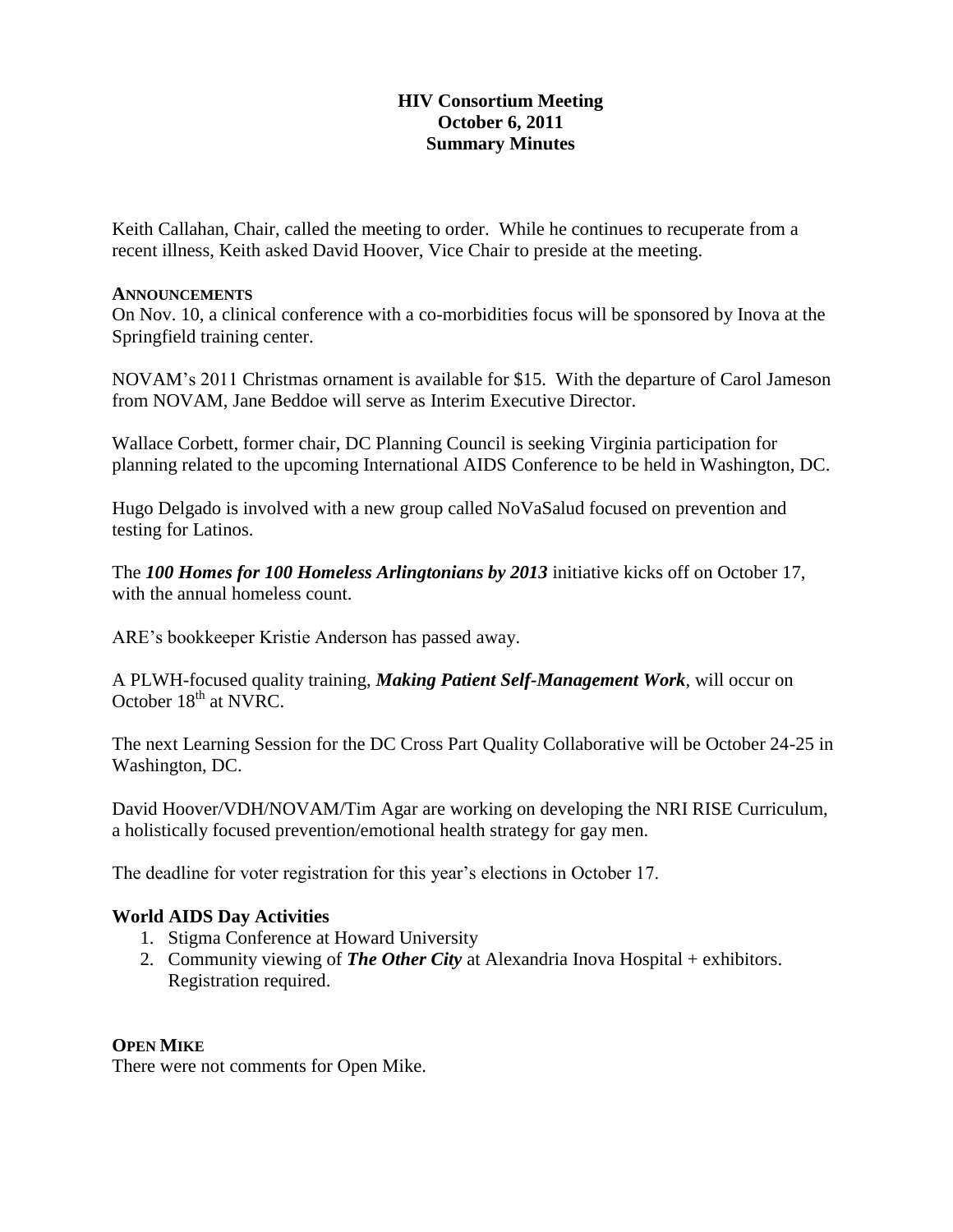**HIV Consortium Meeting**
**October 6, 2011**
**Summary Minutes**

Keith Callahan, Chair, called the meeting to order. While he continues to recuperate from a recent illness, Keith asked David Hoover, Vice Chair to preside at the meeting.

**ANNOUNCEMENTS**

On Nov. 10, a clinical conference with a co-morbidities focus will be sponsored by Inova at the Springfield training center.

NOVAM's 2011 Christmas ornament is available for $15. With the departure of Carol Jameson from NOVAM, Jane Beddoe will serve as Interim Executive Director.

Wallace Corbett, former chair, DC Planning Council is seeking Virginia participation for planning related to the upcoming International AIDS Conference to be held in Washington, DC.

Hugo Delgado is involved with a new group called NoVaSalud focused on prevention and testing for Latinos.

The ***100 Homes for 100 Homeless Arlingtonians by 2013*** initiative kicks off on October 17, with the annual homeless count.

ARE's bookkeeper Kristie Anderson has passed away.

A PLWH-focused quality training, ***Making Patient Self-Management Work***, will occur on October 18th at NVRC.

The next Learning Session for the DC Cross Part Quality Collaborative will be October 24-25 in Washington, DC.

David Hoover/VDH/NOVAM/Tim Agar are working on developing the NRI RISE Curriculum, a holistically focused prevention/emotional health strategy for gay men.

The deadline for voter registration for this year's elections in October 17.

### World AIDS Day Activities

1. Stigma Conference at Howard University
2. Community viewing of ***The Other City*** at Alexandria Inova Hospital + exhibitors. Registration required.

**OPEN MIKE**

There were not comments for Open Mike.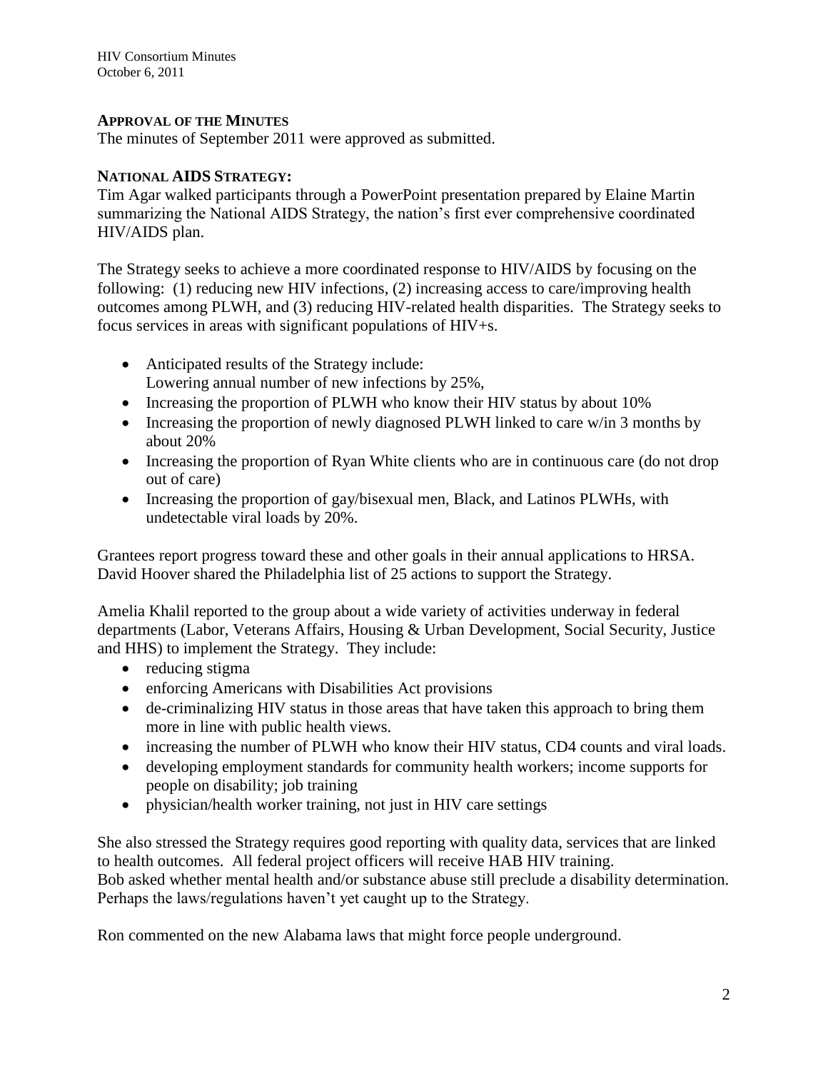**APPROVAL OF THE MINUTES**

The minutes of September 2011 were approved as submitted.

**NATIONAL AIDS STRATEGY:**

Tim Agar walked participants through a PowerPoint presentation prepared by Elaine Martin summarizing the National AIDS Strategy, the nation's first ever comprehensive coordinated HIV/AIDS plan.

The Strategy seeks to achieve a more coordinated response to HIV/AIDS by focusing on the following: (1) reducing new HIV infections, (2) increasing access to care/improving health outcomes among PLWH, and (3) reducing HIV-related health disparities. The Strategy seeks to focus services in areas with significant populations of HIV+s.

- Anticipated results of the Strategy include:
  Lowering annual number of new infections by 25%,
- Increasing the proportion of PLWH who know their HIV status by about 10%
- Increasing the proportion of newly diagnosed PLWH linked to care w/in 3 months by about 20%
- Increasing the proportion of Ryan White clients who are in continuous care (do not drop out of care)
- Increasing the proportion of gay/bisexual men, Black, and Latinos PLWHs, with undetectable viral loads by 20%.

Grantees report progress toward these and other goals in their annual applications to HRSA. David Hoover shared the Philadelphia list of 25 actions to support the Strategy.

Amelia Khalil reported to the group about a wide variety of activities underway in federal departments (Labor, Veterans Affairs, Housing & Urban Development, Social Security, Justice and HHS) to implement the Strategy. They include:

- reducing stigma
- enforcing Americans with Disabilities Act provisions
- de-criminalizing HIV status in those areas that have taken this approach to bring them more in line with public health views.
- increasing the number of PLWH who know their HIV status, CD4 counts and viral loads.
- developing employment standards for community health workers; income supports for people on disability; job training
- physician/health worker training, not just in HIV care settings

She also stressed the Strategy requires good reporting with quality data, services that are linked to health outcomes. All federal project officers will receive HAB HIV training.
Bob asked whether mental health and/or substance abuse still preclude a disability determination. Perhaps the laws/regulations haven't yet caught up to the Strategy.

Ron commented on the new Alabama laws that might force people underground.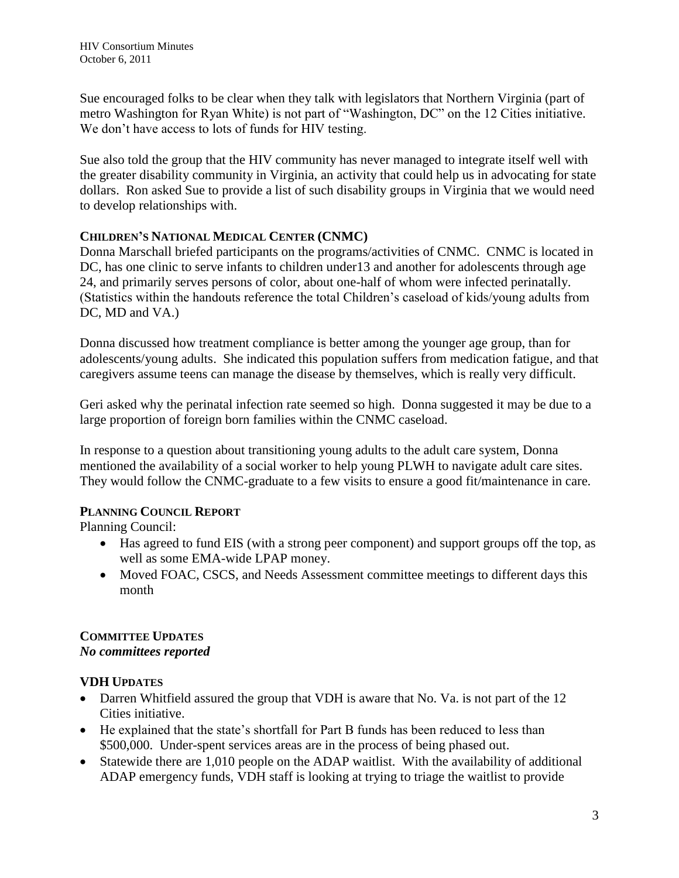Sue encouraged folks to be clear when they talk with legislators that Northern Virginia (part of metro Washington for Ryan White) is not part of "Washington, DC" on the 12 Cities initiative. We don't have access to lots of funds for HIV testing.

Sue also told the group that the HIV community has never managed to integrate itself well with the greater disability community in Virginia, an activity that could help us in advocating for state dollars. Ron asked Sue to provide a list of such disability groups in Virginia that we would need to develop relationships with.

**CHILDREN'S NATIONAL MEDICAL CENTER (CNMC)**

Donna Marschall briefed participants on the programs/activities of CNMC. CNMC is located in DC, has one clinic to serve infants to children under13 and another for adolescents through age 24, and primarily serves persons of color, about one-half of whom were infected perinatally. (Statistics within the handouts reference the total Children's caseload of kids/young adults from DC, MD and VA.)

Donna discussed how treatment compliance is better among the younger age group, than for adolescents/young adults. She indicated this population suffers from medication fatigue, and that caregivers assume teens can manage the disease by themselves, which is really very difficult.

Geri asked why the perinatal infection rate seemed so high. Donna suggested it may be due to a large proportion of foreign born families within the CNMC caseload.

In response to a question about transitioning young adults to the adult care system, Donna mentioned the availability of a social worker to help young PLWH to navigate adult care sites. They would follow the CNMC-graduate to a few visits to ensure a good fit/maintenance in care.

**PLANNING COUNCIL REPORT**

Planning Council:

- Has agreed to fund EIS (with a strong peer component) and support groups off the top, as well as some EMA-wide LPAP money.
- Moved FOAC, CSCS, and Needs Assessment committee meetings to different days this month

**COMMITTEE UPDATES**

***No committees reported***

**VDH UPDATES**

- Darren Whitfield assured the group that VDH is aware that No. Va. is not part of the 12 Cities initiative.
- He explained that the state's shortfall for Part B funds has been reduced to less than $500,000. Under-spent services areas are in the process of being phased out.
- Statewide there are 1,010 people on the ADAP waitlist. With the availability of additional ADAP emergency funds, VDH staff is looking at trying to triage the waitlist to provide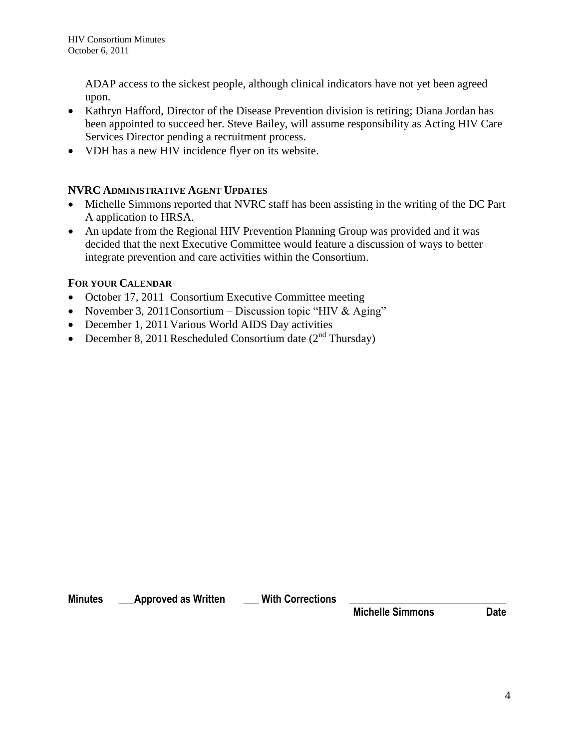ADAP access to the sickest people, although clinical indicators have not yet been agreed upon.

- Kathryn Hafford, Director of the Disease Prevention division is retiring; Diana Jordan has been appointed to succeed her. Steve Bailey, will assume responsibility as Acting HIV Care Services Director pending a recruitment process.
- VDH has a new HIV incidence flyer on its website.

**NVRC ADMINISTRATIVE AGENT UPDATES**

- Michelle Simmons reported that NVRC staff has been assisting in the writing of the DC Part A application to HRSA.
- An update from the Regional HIV Prevention Planning Group was provided and it was decided that the next Executive Committee would feature a discussion of ways to better integrate prevention and care activities within the Consortium.

**FOR YOUR CALENDAR**

- October 17, 2011 Consortium Executive Committee meeting
- November 3, 2011 Consortium – Discussion topic "HIV & Aging"
- December 1, 2011 Various World AIDS Day activities
- December 8, 2011 Rescheduled Consortium date (2nd Thursday)

**Minutes** \_\_\_**Approved as Written** \_\_\_ **With Corrections** \_\_\_\_\_\_\_\_\_\_\_\_\_\_\_\_\_\_\_\_\_\_\_\_\_\_\_\_\_\_

**Michelle Simmons** **Date**